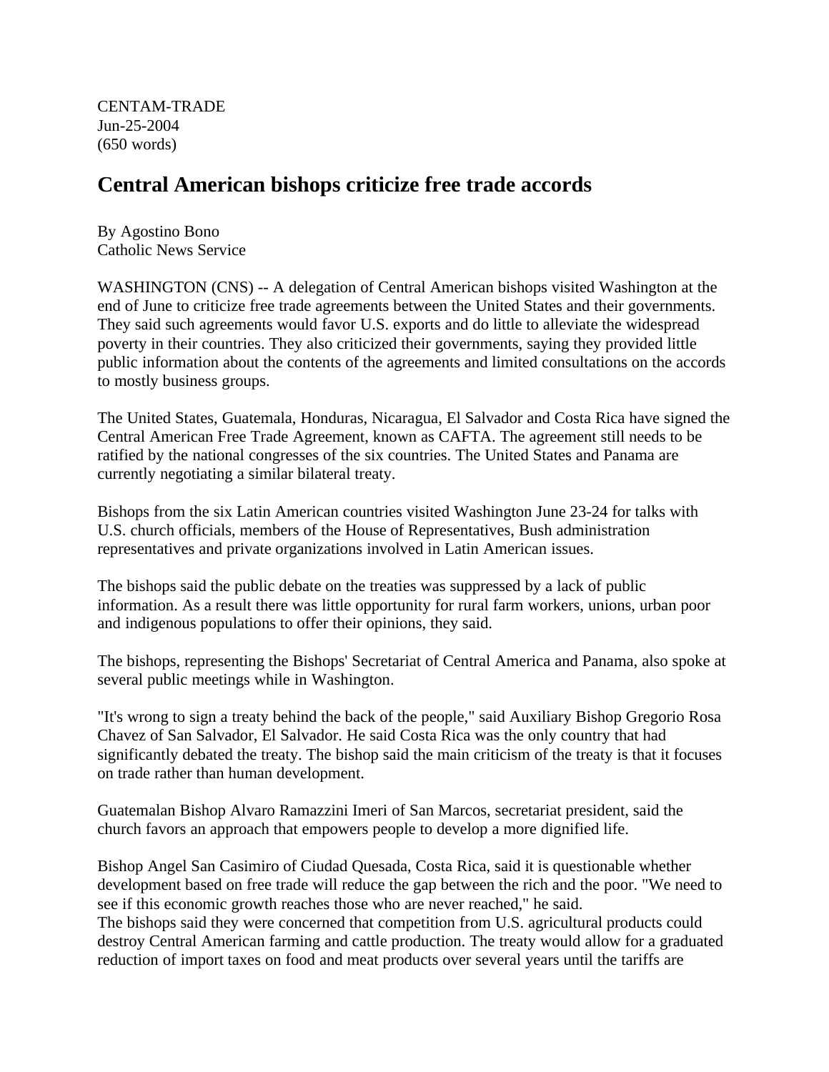CENTAM-TRADE
Jun-25-2004
(650 words)

# Central American bishops criticize free trade accords

By Agostino Bono
Catholic News Service

WASHINGTON (CNS) -- A delegation of Central American bishops visited Washington at the end of June to criticize free trade agreements between the United States and their governments. They said such agreements would favor U.S. exports and do little to alleviate the widespread poverty in their countries. They also criticized their governments, saying they provided little public information about the contents of the agreements and limited consultations on the accords to mostly business groups.

The United States, Guatemala, Honduras, Nicaragua, El Salvador and Costa Rica have signed the Central American Free Trade Agreement, known as CAFTA. The agreement still needs to be ratified by the national congresses of the six countries. The United States and Panama are currently negotiating a similar bilateral treaty.

Bishops from the six Latin American countries visited Washington June 23-24 for talks with U.S. church officials, members of the House of Representatives, Bush administration representatives and private organizations involved in Latin American issues.

The bishops said the public debate on the treaties was suppressed by a lack of public information. As a result there was little opportunity for rural farm workers, unions, urban poor and indigenous populations to offer their opinions, they said.

The bishops, representing the Bishops' Secretariat of Central America and Panama, also spoke at several public meetings while in Washington.

"It's wrong to sign a treaty behind the back of the people," said Auxiliary Bishop Gregorio Rosa Chavez of San Salvador, El Salvador. He said Costa Rica was the only country that had significantly debated the treaty. The bishop said the main criticism of the treaty is that it focuses on trade rather than human development.

Guatemalan Bishop Alvaro Ramazzini Imeri of San Marcos, secretariat president, said the church favors an approach that empowers people to develop a more dignified life.

Bishop Angel San Casimiro of Ciudad Quesada, Costa Rica, said it is questionable whether development based on free trade will reduce the gap between the rich and the poor. "We need to see if this economic growth reaches those who are never reached," he said.
The bishops said they were concerned that competition from U.S. agricultural products could destroy Central American farming and cattle production. The treaty would allow for a graduated reduction of import taxes on food and meat products over several years until the tariffs are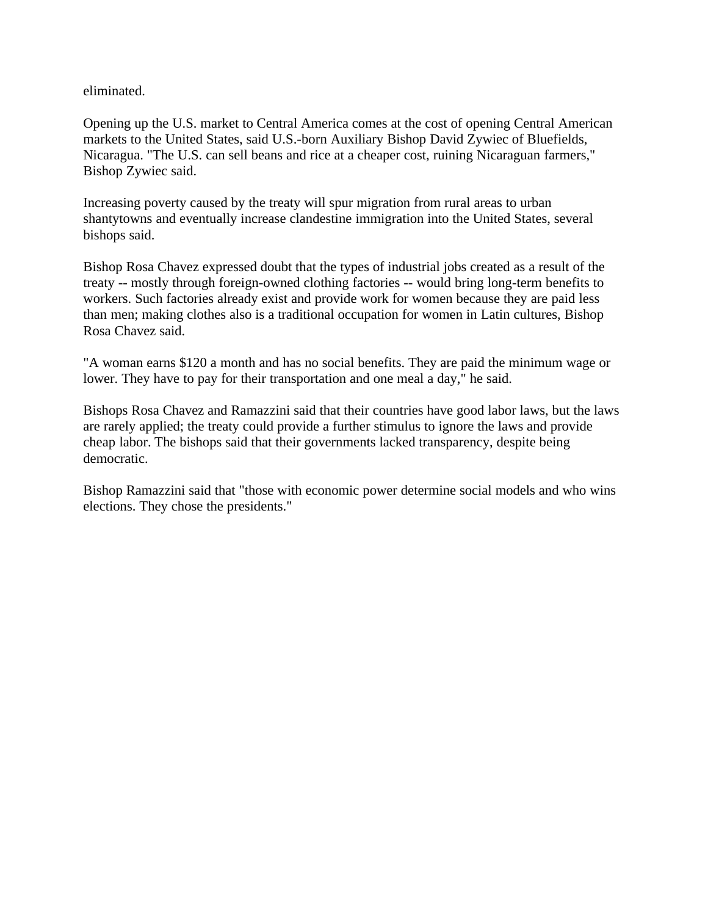eliminated.

Opening up the U.S. market to Central America comes at the cost of opening Central American markets to the United States, said U.S.-born Auxiliary Bishop David Zywiec of Bluefields, Nicaragua. "The U.S. can sell beans and rice at a cheaper cost, ruining Nicaraguan farmers," Bishop Zywiec said.

Increasing poverty caused by the treaty will spur migration from rural areas to urban shantytowns and eventually increase clandestine immigration into the United States, several bishops said.

Bishop Rosa Chavez expressed doubt that the types of industrial jobs created as a result of the treaty -- mostly through foreign-owned clothing factories -- would bring long-term benefits to workers. Such factories already exist and provide work for women because they are paid less than men; making clothes also is a traditional occupation for women in Latin cultures, Bishop Rosa Chavez said.

"A woman earns $120 a month and has no social benefits. They are paid the minimum wage or lower. They have to pay for their transportation and one meal a day," he said.

Bishops Rosa Chavez and Ramazzini said that their countries have good labor laws, but the laws are rarely applied; the treaty could provide a further stimulus to ignore the laws and provide cheap labor. The bishops said that their governments lacked transparency, despite being democratic.

Bishop Ramazzini said that "those with economic power determine social models and who wins elections. They chose the presidents."